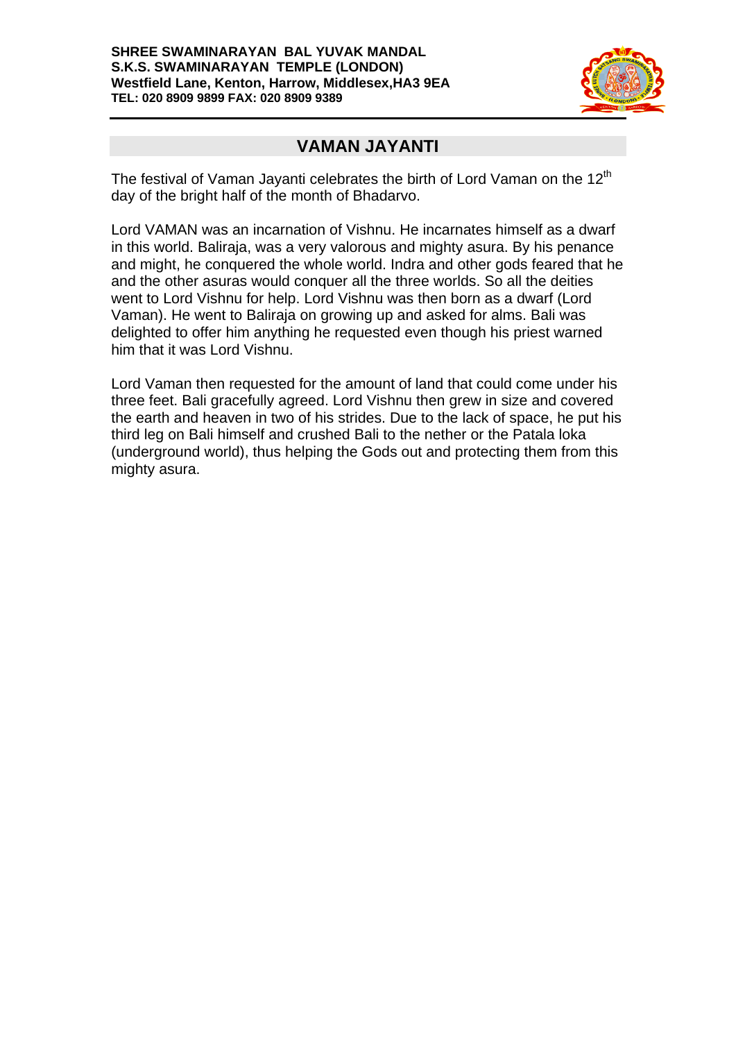**SHREE SWAMINARAYAN BAL YUVAK MANDAL**
**S.K.S. SWAMINARAYAN TEMPLE (LONDON)**
**Westfield Lane, Kenton, Harrow, Middlesex,HA3 9EA**
**TEL: 020 8909 9899 FAX: 020 8909 9389**

# VAMAN JAYANTI

The festival of Vaman Jayanti celebrates the birth of Lord Vaman on the 12th day of the bright half of the month of Bhadarvo.

Lord VAMAN was an incarnation of Vishnu. He incarnates himself as a dwarf in this world. Baliraja, was a very valorous and mighty asura. By his penance and might, he conquered the whole world. Indra and other gods feared that he and the other asuras would conquer all the three worlds. So all the deities went to Lord Vishnu for help. Lord Vishnu was then born as a dwarf (Lord Vaman). He went to Baliraja on growing up and asked for alms. Bali was delighted to offer him anything he requested even though his priest warned him that it was Lord Vishnu.

Lord Vaman then requested for the amount of land that could come under his three feet. Bali gracefully agreed. Lord Vishnu then grew in size and covered the earth and heaven in two of his strides. Due to the lack of space, he put his third leg on Bali himself and crushed Bali to the nether or the Patala loka (underground world), thus helping the Gods out and protecting them from this mighty asura.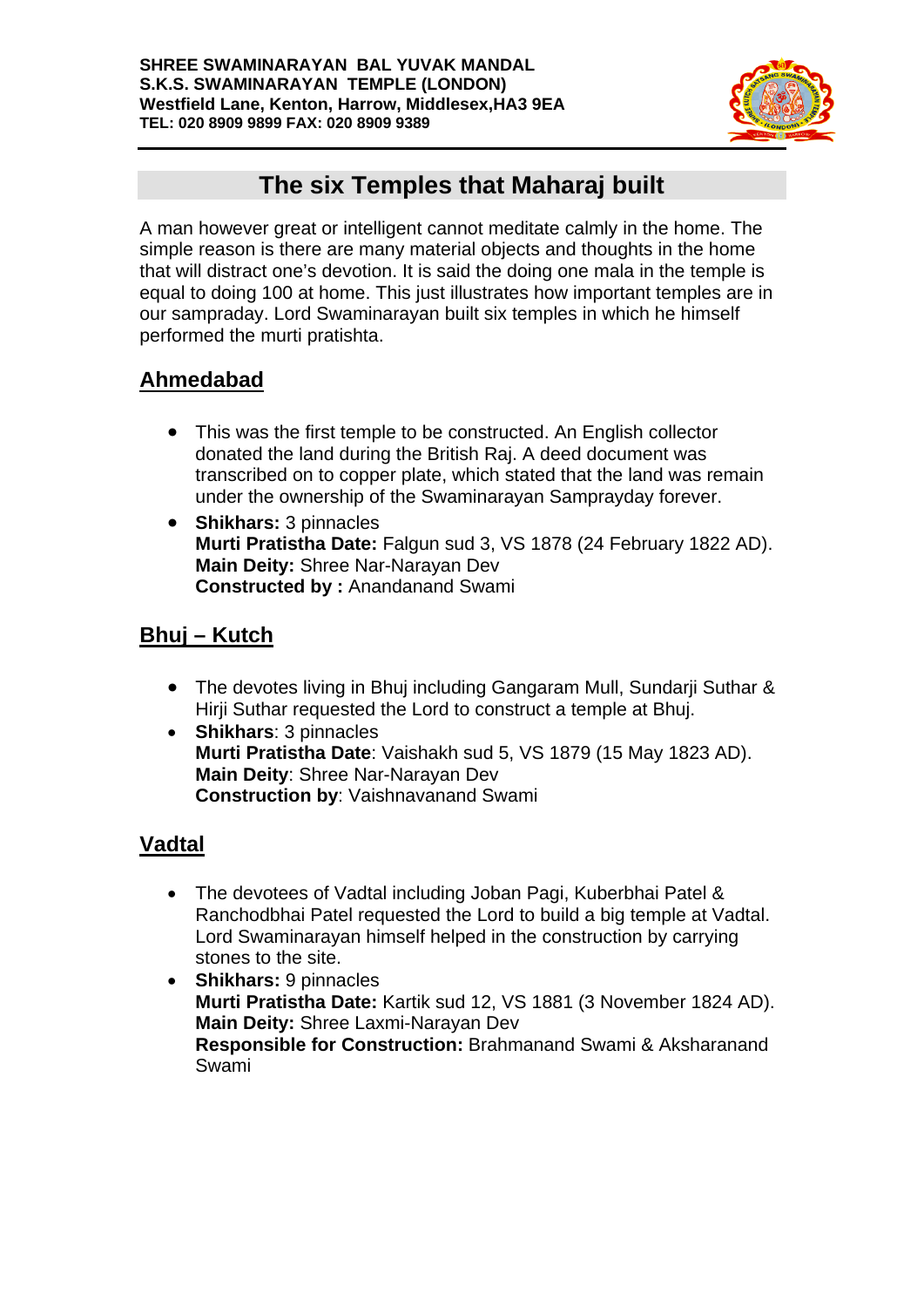SHREE SWAMINARAYAN BAL YUVAK MANDAL
S.K.S. SWAMINARAYAN TEMPLE (LONDON)
Westfield Lane, Kenton, Harrow, Middlesex,HA3 9EA
TEL: 020 8909 9899 FAX: 020 8909 9389

# The six Temples that Maharaj built

A man however great or intelligent cannot meditate calmly in the home. The simple reason is there are many material objects and thoughts in the home that will distract one's devotion. It is said the doing one mala in the temple is equal to doing 100 at home. This just illustrates how important temples are in our sampraday. Lord Swaminarayan built six temples in which he himself performed the murti pratishta.

## Ahmedabad

- This was the first temple to be constructed. An English collector donated the land during the British Raj. A deed document was transcribed on to copper plate, which stated that the land was remain under the ownership of the Swaminarayan Samprayday forever.
- **Shikhars:** 3 pinnacles
  **Murti Pratistha Date:** Falgun sud 3, VS 1878 (24 February 1822 AD).
  **Main Deity:** Shree Nar-Narayan Dev
  **Constructed by :** Anandanand Swami

## Bhuj – Kutch

- The devotes living in Bhuj including Gangaram Mull, Sundarji Suthar & Hirji Suthar requested the Lord to construct a temple at Bhuj.
- **Shikhars**: 3 pinnacles
  **Murti Pratistha Date**: Vaishakh sud 5, VS 1879 (15 May 1823 AD).
  **Main Deity**: Shree Nar-Narayan Dev
  **Construction by**: Vaishnavanand Swami

## Vadtal

- The devotees of Vadtal including Joban Pagi, Kuberbhai Patel & Ranchodbhai Patel requested the Lord to build a big temple at Vadtal. Lord Swaminarayan himself helped in the construction by carrying stones to the site.
- **Shikhars:** 9 pinnacles
  **Murti Pratistha Date:** Kartik sud 12, VS 1881 (3 November 1824 AD).
  **Main Deity:** Shree Laxmi-Narayan Dev
  **Responsible for Construction:** Brahmanand Swami & Aksharanand Swami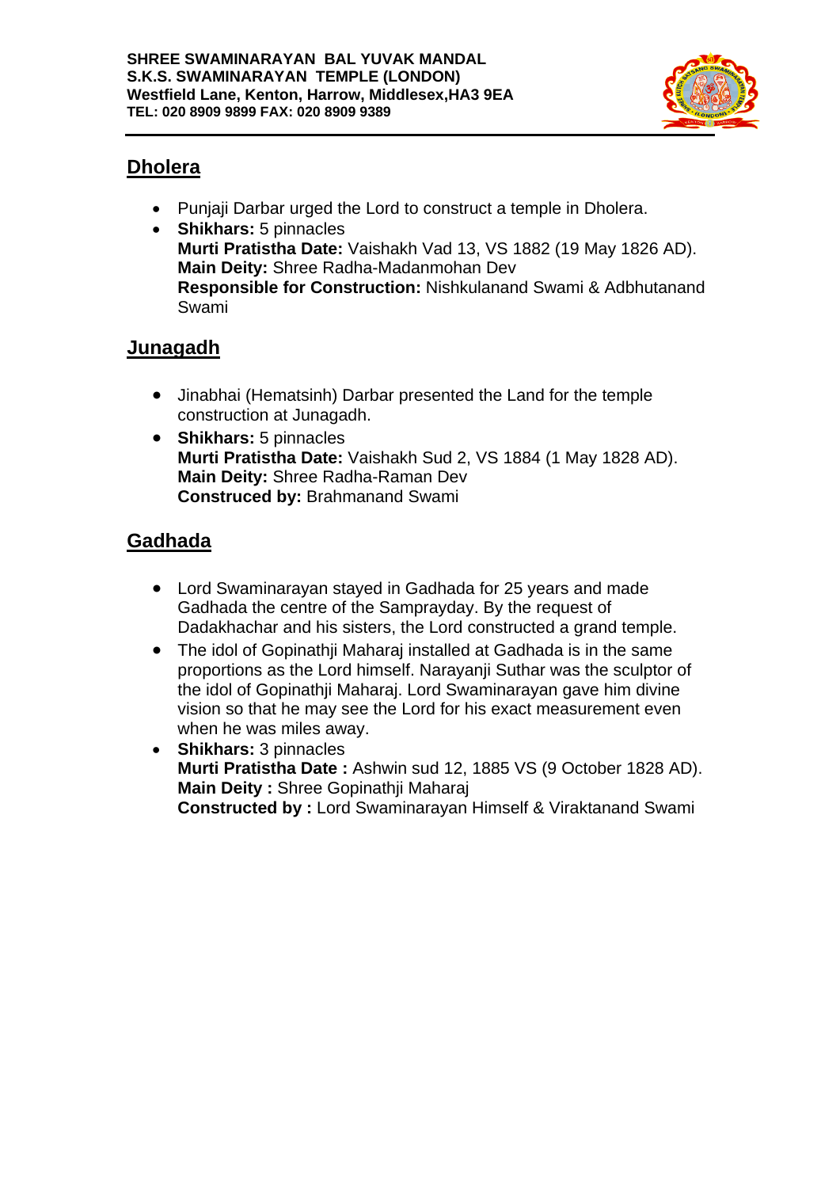## Dholera

- Punjaji Darbar urged the Lord to construct a temple in Dholera.
- **Shikhars:** 5 pinnacles
  **Murti Pratistha Date:** Vaishakh Vad 13, VS 1882 (19 May 1826 AD).
  **Main Deity:** Shree Radha-Madanmohan Dev
  **Responsible for Construction:** Nishkulanand Swami & Adbhutanand Swami

## Junagadh

- Jinabhai (Hematsinh) Darbar presented the Land for the temple construction at Junagadh.
- **Shikhars:** 5 pinnacles
  **Murti Pratistha Date:** Vaishakh Sud 2, VS 1884 (1 May 1828 AD).
  **Main Deity:** Shree Radha-Raman Dev
  **Construced by:** Brahmanand Swami

## Gadhada

- Lord Swaminarayan stayed in Gadhada for 25 years and made Gadhada the centre of the Samprayday. By the request of Dadakhachar and his sisters, the Lord constructed a grand temple.
- The idol of Gopinathji Maharaj installed at Gadhada is in the same proportions as the Lord himself. Narayanji Suthar was the sculptor of the idol of Gopinathji Maharaj. Lord Swaminarayan gave him divine vision so that he may see the Lord for his exact measurement even when he was miles away.
- **Shikhars:** 3 pinnacles
  **Murti Pratistha Date :** Ashwin sud 12, 1885 VS (9 October 1828 AD).
  **Main Deity :** Shree Gopinathji Maharaj
  **Constructed by :** Lord Swaminarayan Himself & Viraktanand Swami